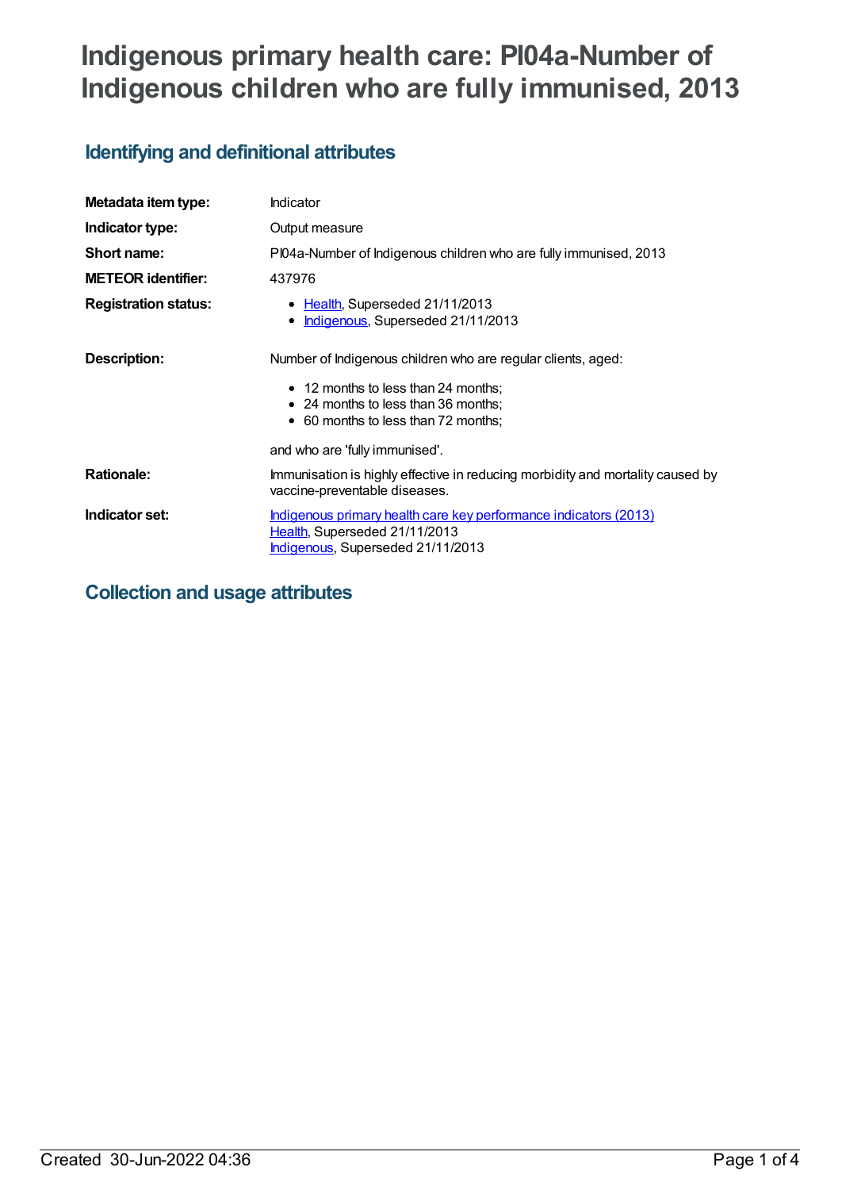# Indigenous primary health care: PI04a-Number of Indigenous children who are fully immunised, 2013

## Identifying and definitional attributes

| | |
|---|---|
| **Metadata item type:** | Indicator |
| **Indicator type:** | Output measure |
| **Short name:** | PI04a-Number of Indigenous children who are fully immunised, 2013 |
| **METEOR identifier:** | 437976 |
| **Registration status:** | • Health, Superseded 21/11/2013<br>• Indigenous, Superseded 21/11/2013 |
| **Description:** | Number of Indigenous children who are regular clients, aged:<br>• 12 months to less than 24 months;<br>• 24 months to less than 36 months;<br>• 60 months to less than 72 months;<br>and who are 'fully immunised'. |
| **Rationale:** | Immunisation is highly effective in reducing morbidity and mortality caused by vaccine-preventable diseases. |
| **Indicator set:** | Indigenous primary health care key performance indicators (2013)<br>Health, Superseded 21/11/2013<br>Indigenous, Superseded 21/11/2013 |

## Collection and usage attributes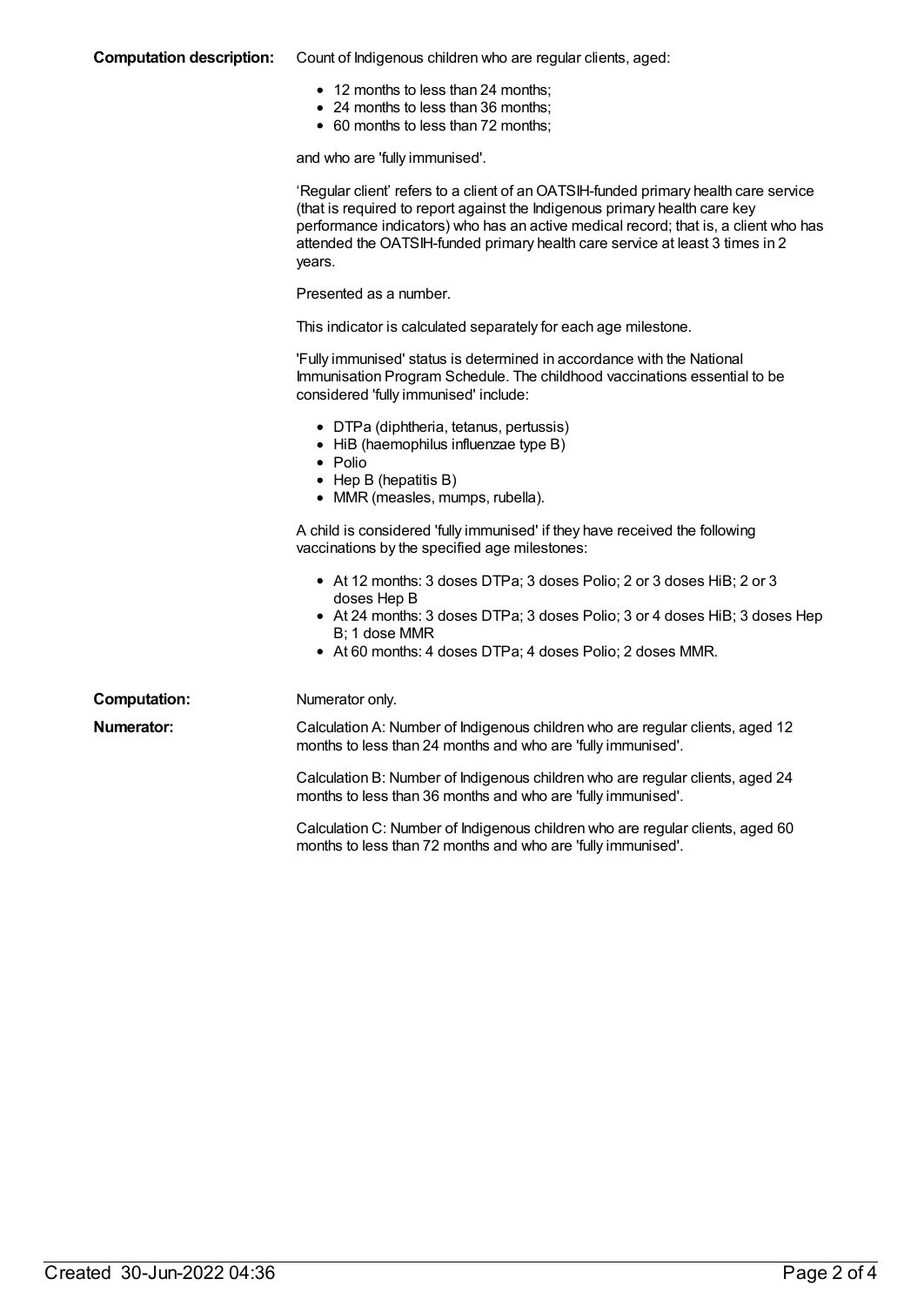**Computation description:** Count of Indigenous children who are regular clients, aged:

- 12 months to less than 24 months;
- 24 months to less than 36 months;
- 60 months to less than 72 months;

and who are 'fully immunised'.

'Regular client' refers to a client of an OATSIH-funded primary health care service (that is required to report against the Indigenous primary health care key performance indicators) who has an active medical record; that is, a client who has attended the OATSIH-funded primary health care service at least 3 times in 2 years.

Presented as a number.

This indicator is calculated separately for each age milestone.

'Fully immunised' status is determined in accordance with the National Immunisation Program Schedule. The childhood vaccinations essential to be considered 'fully immunised' include:

- DTPa (diphtheria, tetanus, pertussis)
- HiB (haemophilus influenzae type B)
- Polio
- Hep B (hepatitis B)
- MMR (measles, mumps, rubella).

A child is considered 'fully immunised' if they have received the following vaccinations by the specified age milestones:

- At 12 months: 3 doses DTPa; 3 doses Polio; 2 or 3 doses HiB; 2 or 3 doses Hep B
- At 24 months: 3 doses DTPa; 3 doses Polio; 3 or 4 doses HiB; 3 doses Hep B; 1 dose MMR
- At 60 months: 4 doses DTPa; 4 doses Polio; 2 doses MMR.

**Computation:** Numerator only.

**Numerator:** Calculation A: Number of Indigenous children who are regular clients, aged 12 months to less than 24 months and who are 'fully immunised'.

Calculation B: Number of Indigenous children who are regular clients, aged 24 months to less than 36 months and who are 'fully immunised'.

Calculation C: Number of Indigenous children who are regular clients, aged 60 months to less than 72 months and who are 'fully immunised'.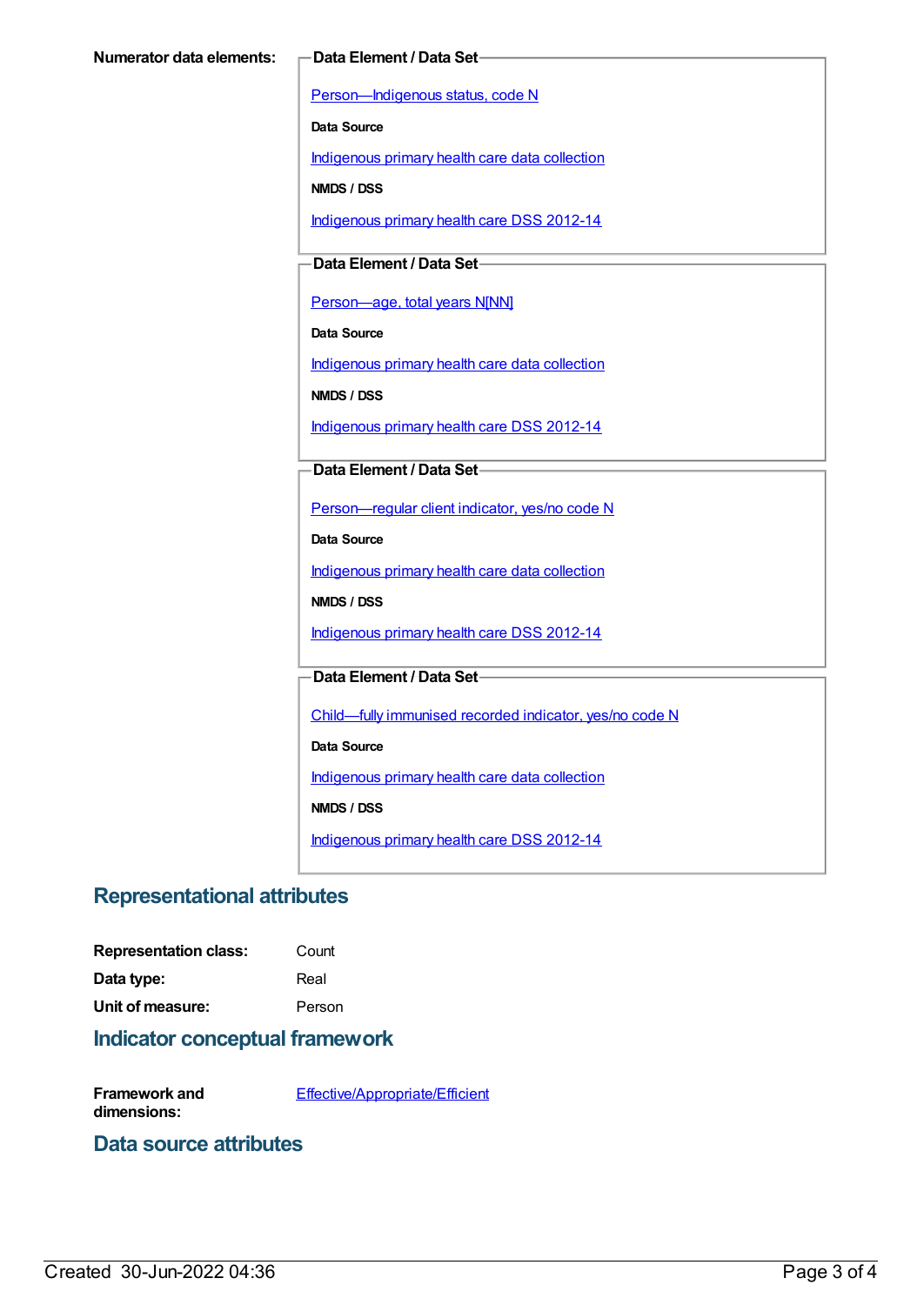**Numerator data elements:**

**Data Element / Data Set**

Person—Indigenous status, code N

**Data Source**

Indigenous primary health care data collection

**NMDS / DSS**

Indigenous primary health care DSS 2012-14

**Data Element / Data Set**

Person—age, total years N[NN]

**Data Source**

Indigenous primary health care data collection

**NMDS / DSS**

Indigenous primary health care DSS 2012-14

**Data Element / Data Set**

Person—regular client indicator, yes/no code N

**Data Source**

Indigenous primary health care data collection

**NMDS / DSS**

Indigenous primary health care DSS 2012-14

**Data Element / Data Set**

Child—fully immunised recorded indicator, yes/no code N

**Data Source**

Indigenous primary health care data collection

**NMDS / DSS**

Indigenous primary health care DSS 2012-14

## Representational attributes

**Representation class:** Count

**Data type:** Real

**Unit of measure:** Person

## Indicator conceptual framework

**Framework and dimensions:** Effective/Appropriate/Efficient

## Data source attributes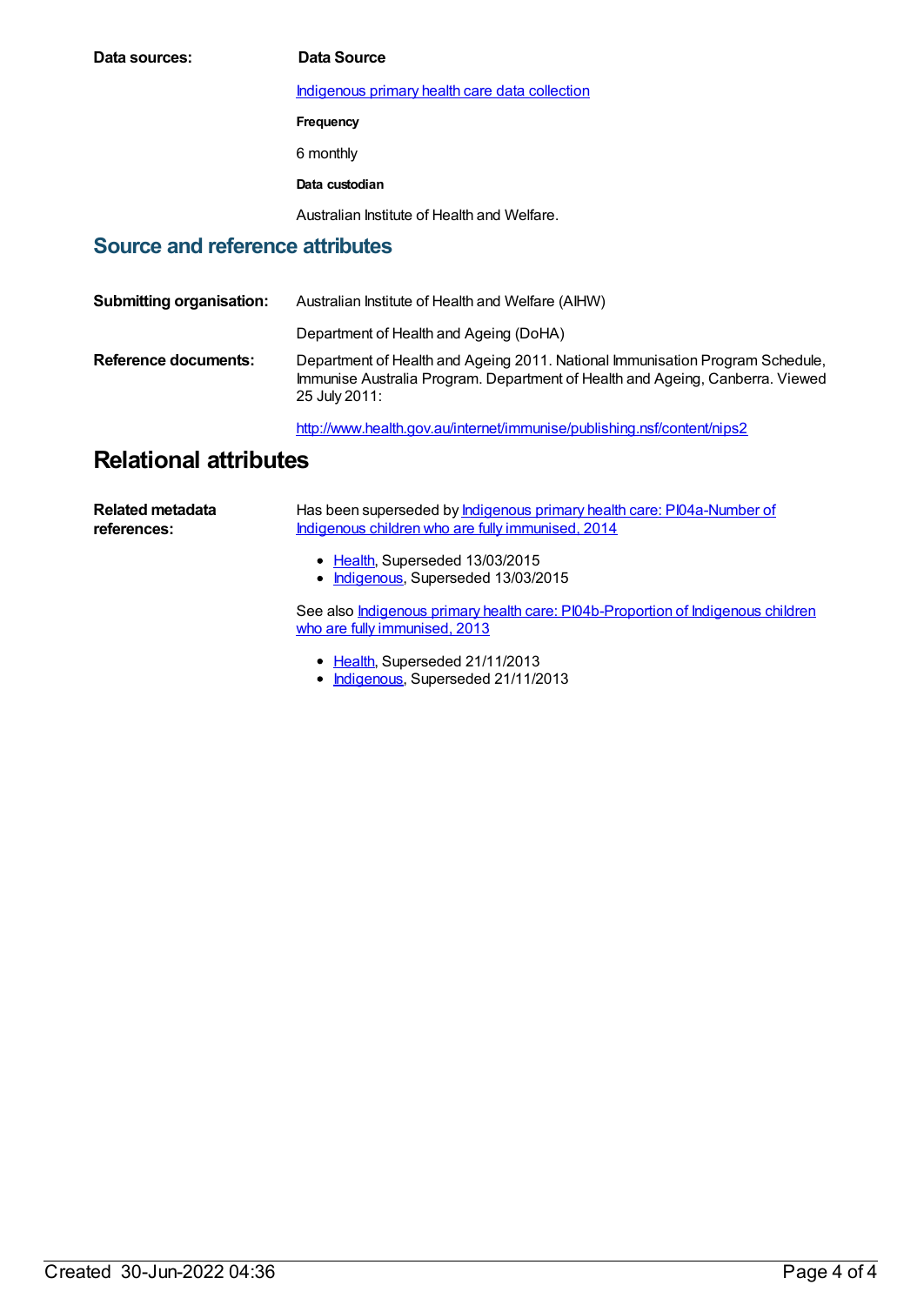**Data sources:**

**Data Source**

Indigenous primary health care data collection

**Frequency**

6 monthly

**Data custodian**

Australian Institute of Health and Welfare.

## Source and reference attributes

**Submitting organisation:** Australian Institute of Health and Welfare (AIHW)

Department of Health and Ageing (DoHA)

**Reference documents:** Department of Health and Ageing 2011. National Immunisation Program Schedule, Immunise Australia Program. Department of Health and Ageing, Canberra. Viewed 25 July 2011:

http://www.health.gov.au/internet/immunise/publishing.nsf/content/nips2

# Relational attributes

**Related metadata references:**

Has been superseded by Indigenous primary health care: PI04a-Number of Indigenous children who are fully immunised, 2014

- Health, Superseded 13/03/2015
- Indigenous, Superseded 13/03/2015

See also Indigenous primary health care: PI04b-Proportion of Indigenous children who are fully immunised, 2013

- Health, Superseded 21/11/2013
- Indigenous, Superseded 21/11/2013